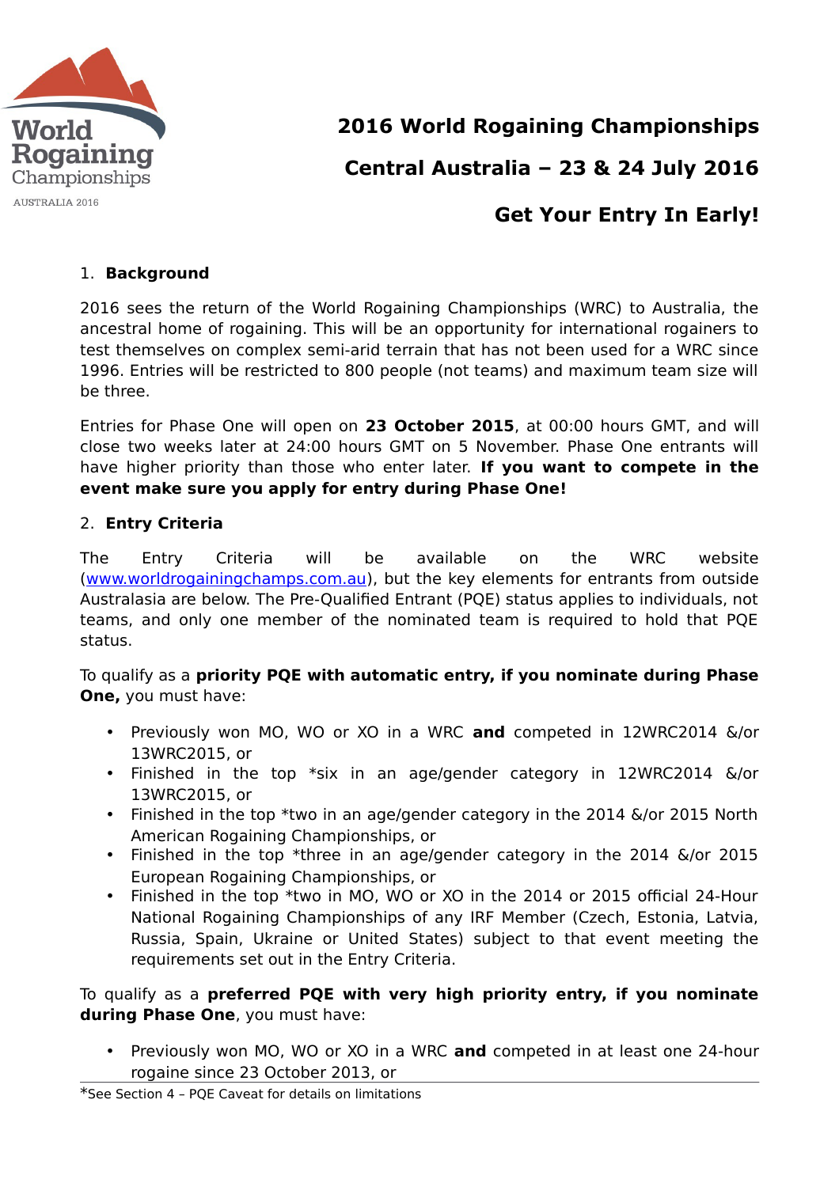# 2016 World Rogaining Championships

## Central Australia – 23 & 24 July 2016

## Get Your Entry In Early!

1. **Background**

2016 sees the return of the World Rogaining Championships (WRC) to Australia, the ancestral home of rogaining. This will be an opportunity for international rogainers to test themselves on complex semi-arid terrain that has not been used for a WRC since 1996. Entries will be restricted to 800 people (not teams) and maximum team size will be three.

Entries for Phase One will open on **23 October 2015**, at 00:00 hours GMT, and will close two weeks later at 24:00 hours GMT on 5 November. Phase One entrants will have higher priority than those who enter later. **If you want to compete in the event make sure you apply for entry during Phase One!**

2. **Entry Criteria**

The Entry Criteria will be available on the WRC website (www.worldrogainingchamps.com.au), but the key elements for entrants from outside Australasia are below. The Pre-Qualified Entrant (PQE) status applies to individuals, not teams, and only one member of the nominated team is required to hold that PQE status.

To qualify as a **priority PQE with automatic entry, if you nominate during Phase One,** you must have:

- Previously won MO, WO or XO in a WRC **and** competed in 12WRC2014 &/or 13WRC2015, or
- Finished in the top *six in an age/gender category in 12WRC2014 &/or 13WRC2015, or
- Finished in the top *two in an age/gender category in the 2014 &/or 2015 North American Rogaining Championships, or
- Finished in the top *three in an age/gender category in the 2014 &/or 2015 European Rogaining Championships, or
- Finished in the top *two in MO, WO or XO in the 2014 or 2015 official 24-Hour National Rogaining Championships of any IRF Member (Czech, Estonia, Latvia, Russia, Spain, Ukraine or United States) subject to that event meeting the requirements set out in the Entry Criteria.

To qualify as a **preferred PQE with very high priority entry, if you nominate during Phase One**, you must have:

- Previously won MO, WO or XO in a WRC **and** competed in at least one 24-hour rogaine since 23 October 2013, or

*See Section 4 – PQE Caveat for details on limitations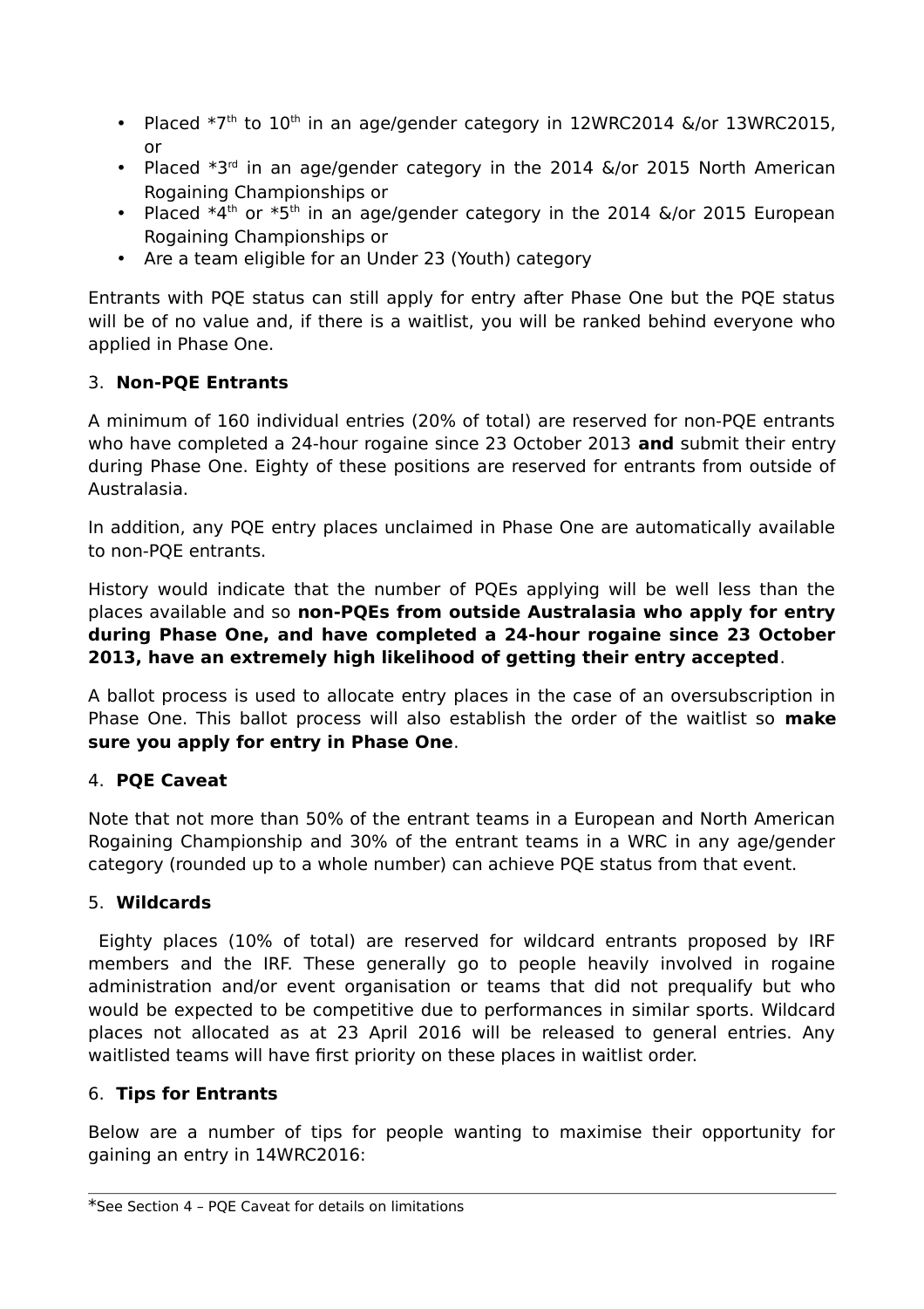- Placed *7th to 10th in an age/gender category in 12WRC2014 &/or 13WRC2015, or
- Placed *3rd in an age/gender category in the 2014 &/or 2015 North American Rogaining Championships or
- Placed *4th or *5th in an age/gender category in the 2014 &/or 2015 European Rogaining Championships or
- Are a team eligible for an Under 23 (Youth) category

Entrants with PQE status can still apply for entry after Phase One but the PQE status will be of no value and, if there is a waitlist, you will be ranked behind everyone who applied in Phase One.

## 3. Non-PQE Entrants

A minimum of 160 individual entries (20% of total) are reserved for non-PQE entrants who have completed a 24-hour rogaine since 23 October 2013 **and** submit their entry during Phase One. Eighty of these positions are reserved for entrants from outside of Australasia.

In addition, any PQE entry places unclaimed in Phase One are automatically available to non-PQE entrants.

History would indicate that the number of PQEs applying will be well less than the places available and so **non-PQEs from outside Australasia who apply for entry during Phase One, and have completed a 24-hour rogaine since 23 October 2013, have an extremely high likelihood of getting their entry accepted**.

A ballot process is used to allocate entry places in the case of an oversubscription in Phase One. This ballot process will also establish the order of the waitlist so **make sure you apply for entry in Phase One**.

## 4. PQE Caveat

Note that not more than 50% of the entrant teams in a European and North American Rogaining Championship and 30% of the entrant teams in a WRC in any age/gender category (rounded up to a whole number) can achieve PQE status from that event.

## 5. Wildcards

Eighty places (10% of total) are reserved for wildcard entrants proposed by IRF members and the IRF. These generally go to people heavily involved in rogaine administration and/or event organisation or teams that did not prequalify but who would be expected to be competitive due to performances in similar sports. Wildcard places not allocated as at 23 April 2016 will be released to general entries. Any waitlisted teams will have first priority on these places in waitlist order.

## 6. Tips for Entrants

Below are a number of tips for people wanting to maximise their opportunity for gaining an entry in 14WRC2016:

---

*See Section 4 – PQE Caveat for details on limitations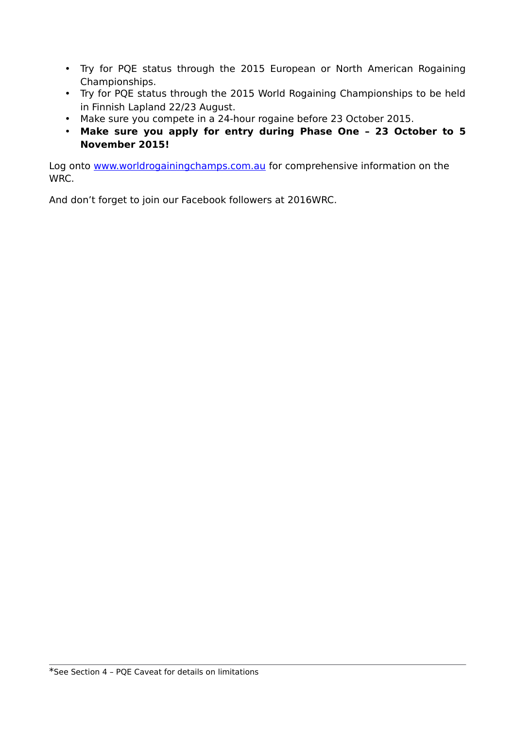- Try for PQE status through the 2015 European or North American Rogaining Championships.
- Try for PQE status through the 2015 World Rogaining Championships to be held in Finnish Lapland 22/23 August.
- Make sure you compete in a 24-hour rogaine before 23 October 2015.
- **Make sure you apply for entry during Phase One – 23 October to 5 November 2015!**

Log onto [www.worldrogainingchamps.com.au](http://www.worldrogainingchamps.com.au) for comprehensive information on the WRC.

And don't forget to join our Facebook followers at 2016WRC.

*See Section 4 – PQE Caveat for details on limitations